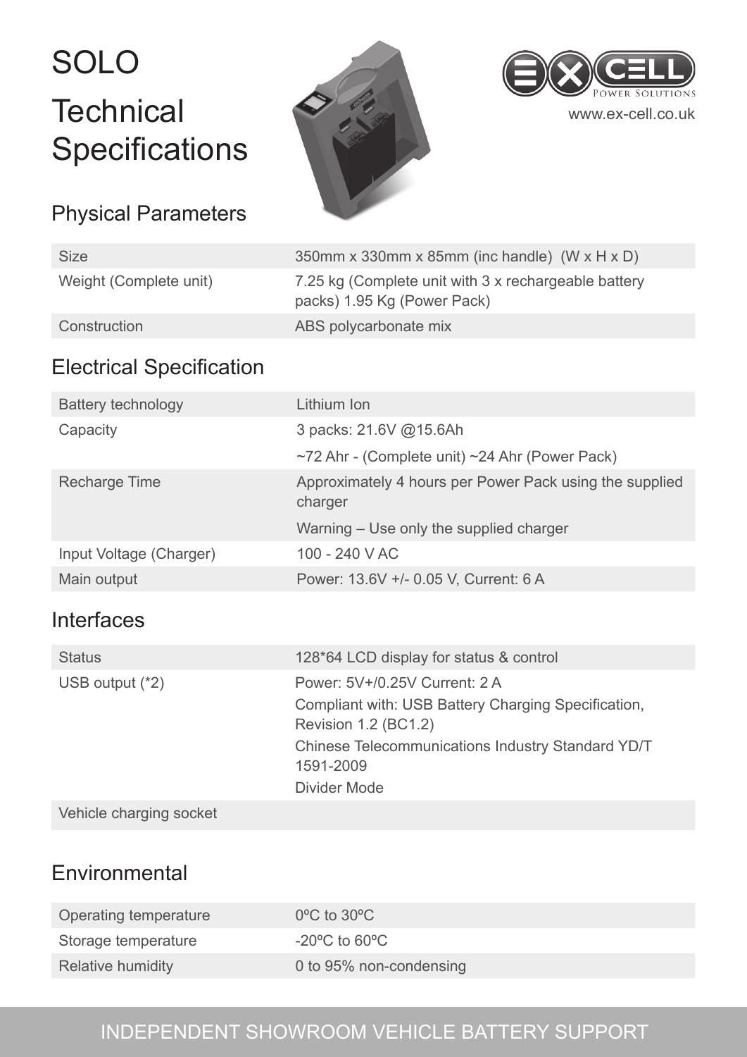# SOLO

# Technical Specifications

www.ex-cell.co.uk

## Physical Parameters

| | |
|---|---|
| Size | 350mm x 330mm x 85mm (inc handle) (W x H x D) |
| Weight (Complete unit) | 7.25 kg (Complete unit with 3 x rechargeable battery packs) 1.95 Kg (Power Pack) |
| Construction | ABS polycarbonate mix |

## Electrical Specification

| | |
|---|---|
| Battery technology | Lithium Ion |
| Capacity | 3 packs: 21.6V @15.6Ah<br>~72 Ahr - (Complete unit) ~24 Ahr (Power Pack) |
| Recharge Time | Approximately 4 hours per Power Pack using the supplied charger<br>Warning – Use only the supplied charger |
| Input Voltage (Charger) | 100 - 240 V AC |
| Main output | Power: 13.6V +/- 0.05 V, Current: 6 A |

## Interfaces

| | |
|---|---|
| Status | 128*64 LCD display for status & control |
| USB output (*2) | Power: 5V+/0.25V Current: 2 A<br>Compliant with: USB Battery Charging Specification, Revision 1.2 (BC1.2)<br>Chinese Telecommunications Industry Standard YD/T 1591-2009<br>Divider Mode |
| Vehicle charging socket | |

## Environmental

| | |
|---|---|
| Operating temperature | 0ºC to 30ºC |
| Storage temperature | -20ºC to 60ºC |
| Relative humidity | 0 to 95% non-condensing |

INDEPENDENT SHOWROOM VEHICLE BATTERY SUPPORT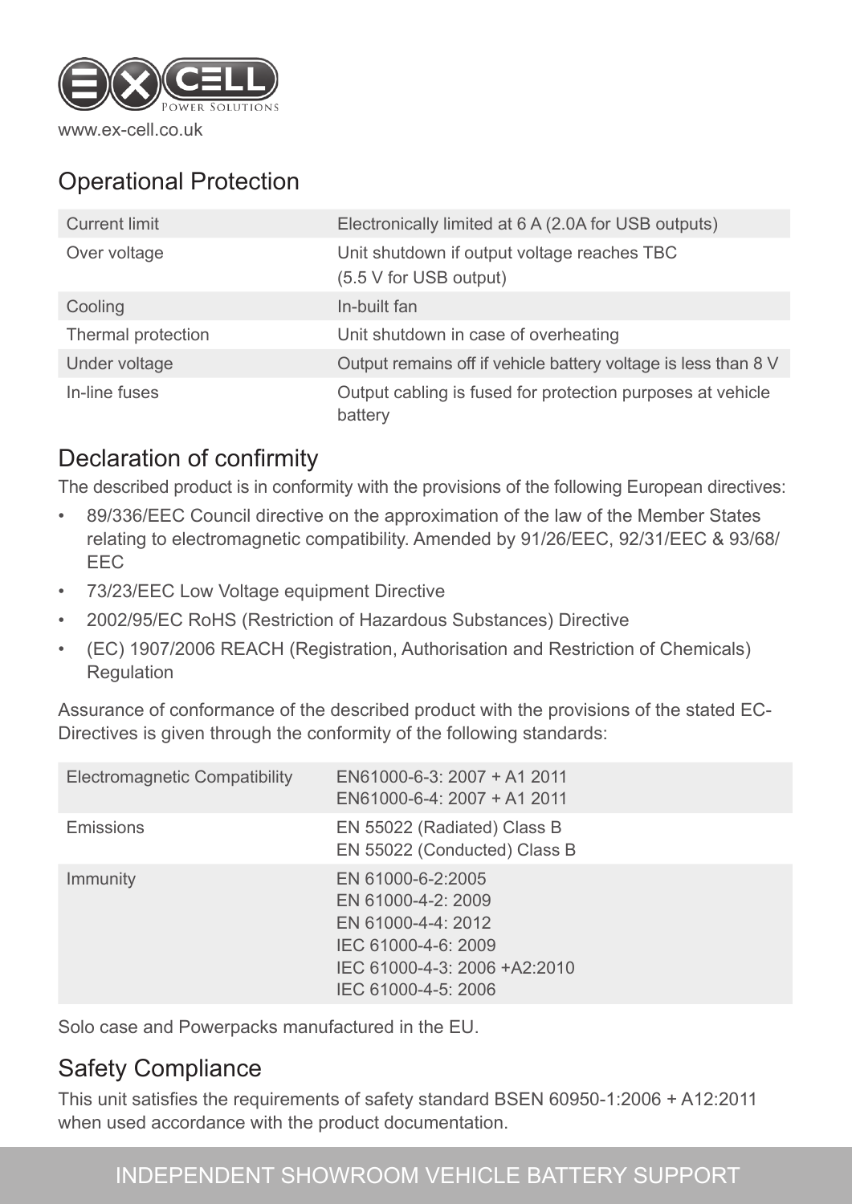www.ex-cell.co.uk

## Operational Protection

| | |
|---|---|
| Current limit | Electronically limited at 6 A (2.0A for USB outputs) |
| Over voltage | Unit shutdown if output voltage reaches TBC (5.5 V for USB output) |
| Cooling | In-built fan |
| Thermal protection | Unit shutdown in case of overheating |
| Under voltage | Output remains off if vehicle battery voltage is less than 8 V |
| In-line fuses | Output cabling is fused for protection purposes at vehicle battery |

## Declaration of confirmity

The described product is in conformity with the provisions of the following European directives:

- 89/336/EEC Council directive on the approximation of the law of the Member States relating to electromagnetic compatibility. Amended by 91/26/EEC, 92/31/EEC & 93/68/EEC
- 73/23/EEC Low Voltage equipment Directive
- 2002/95/EC RoHS (Restriction of Hazardous Substances) Directive
- (EC) 1907/2006 REACH (Registration, Authorisation and Restriction of Chemicals) Regulation

Assurance of conformance of the described product with the provisions of the stated EC-Directives is given through the conformity of the following standards:

| | |
|---|---|
| Electromagnetic Compatibility | EN61000-6-3: 2007 + A1 2011<br>EN61000-6-4: 2007 + A1 2011 |
| Emissions | EN 55022 (Radiated) Class B<br>EN 55022 (Conducted) Class B |
| Immunity | EN 61000-6-2:2005<br>EN 61000-4-2: 2009<br>EN 61000-4-4: 2012<br>IEC 61000-4-6: 2009<br>IEC 61000-4-3: 2006 +A2:2010<br>IEC 61000-4-5: 2006 |

Solo case and Powerpacks manufactured in the EU.

## Safety Compliance

This unit satisfies the requirements of safety standard BSEN 60950-1:2006 + A12:2011 when used accordance with the product documentation.

INDEPENDENT SHOWROOM VEHICLE BATTERY SUPPORT